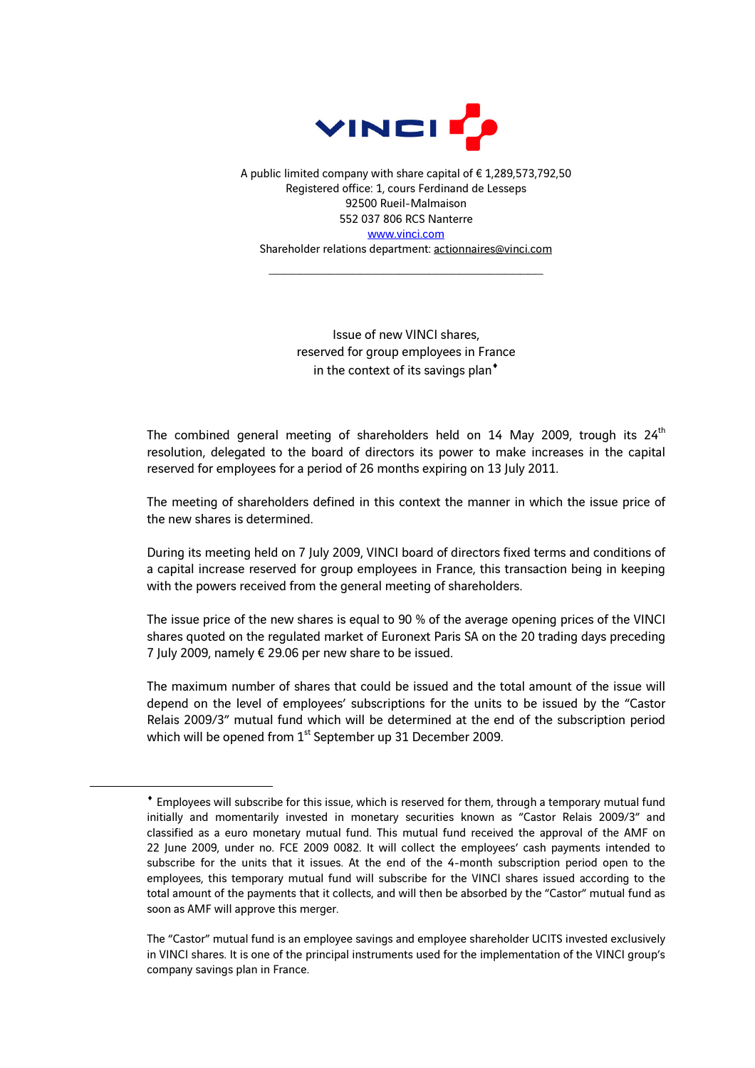A public limited company with share capital of € 1,289,573,792,50
Registered office: 1, cours Ferdinand de Lesseps
92500 Rueil-Malmaison
552 037 806 RCS Nanterre
www.vinci.com
Shareholder relations department: actionnaires@vinci.com

---

Issue of new VINCI shares,
reserved for group employees in France
in the context of its savings plan♦

The combined general meeting of shareholders held on 14 May 2009, trough its 24th resolution, delegated to the board of directors its power to make increases in the capital reserved for employees for a period of 26 months expiring on 13 July 2011.

The meeting of shareholders defined in this context the manner in which the issue price of the new shares is determined.

During its meeting held on 7 July 2009, VINCI board of directors fixed terms and conditions of a capital increase reserved for group employees in France, this transaction being in keeping with the powers received from the general meeting of shareholders.

The issue price of the new shares is equal to 90 % of the average opening prices of the VINCI shares quoted on the regulated market of Euronext Paris SA on the 20 trading days preceding 7 July 2009, namely € 29.06 per new share to be issued.

The maximum number of shares that could be issued and the total amount of the issue will depend on the level of employees' subscriptions for the units to be issued by the "Castor Relais 2009/3" mutual fund which will be determined at the end of the subscription period which will be opened from 1st September up 31 December 2009.

---

♦ Employees will subscribe for this issue, which is reserved for them, through a temporary mutual fund initially and momentarily invested in monetary securities known as "Castor Relais 2009/3" and classified as a euro monetary mutual fund. This mutual fund received the approval of the AMF on 22 June 2009, under no. FCE 2009 0082. It will collect the employees' cash payments intended to subscribe for the units that it issues. At the end of the 4-month subscription period open to the employees, this temporary mutual fund will subscribe for the VINCI shares issued according to the total amount of the payments that it collects, and will then be absorbed by the "Castor" mutual fund as soon as AMF will approve this merger.

The "Castor" mutual fund is an employee savings and employee shareholder UCITS invested exclusively in VINCI shares. It is one of the principal instruments used for the implementation of the VINCI group's company savings plan in France.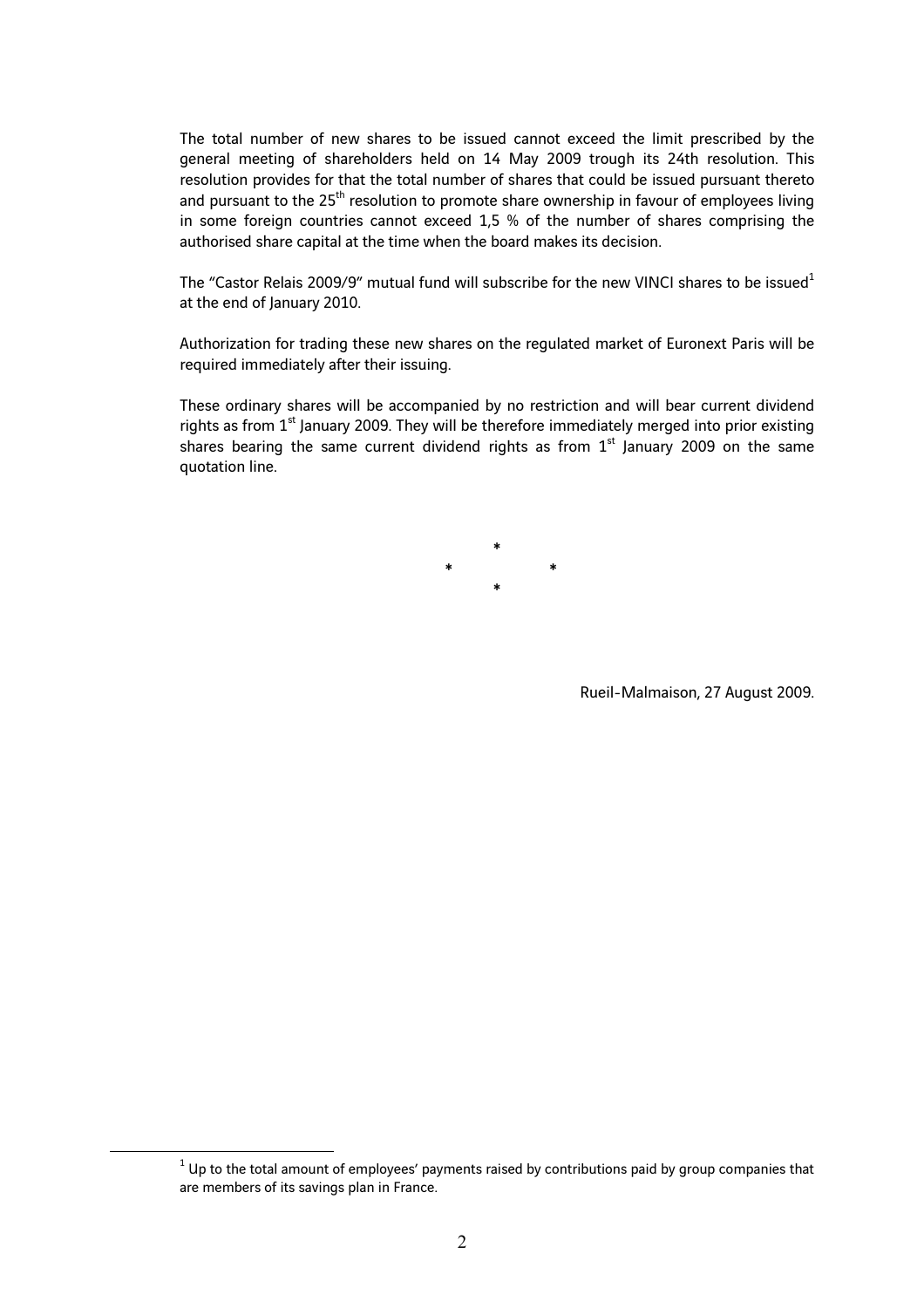The total number of new shares to be issued cannot exceed the limit prescribed by the general meeting of shareholders held on 14 May 2009 trough its 24th resolution. This resolution provides for that the total number of shares that could be issued pursuant thereto and pursuant to the 25th resolution to promote share ownership in favour of employees living in some foreign countries cannot exceed 1,5 % of the number of shares comprising the authorised share capital at the time when the board makes its decision.

The "Castor Relais 2009/9" mutual fund will subscribe for the new VINCI shares to be issued[1] at the end of January 2010.

Authorization for trading these new shares on the regulated market of Euronext Paris will be required immediately after their issuing.

These ordinary shares will be accompanied by no restriction and will bear current dividend rights as from 1st January 2009. They will be therefore immediately merged into prior existing shares bearing the same current dividend rights as from 1st January 2009 on the same quotation line.

*

\*     \*

*

Rueil-Malmaison, 27 August 2009.

[1] Up to the total amount of employees' payments raised by contributions paid by group companies that are members of its savings plan in France.